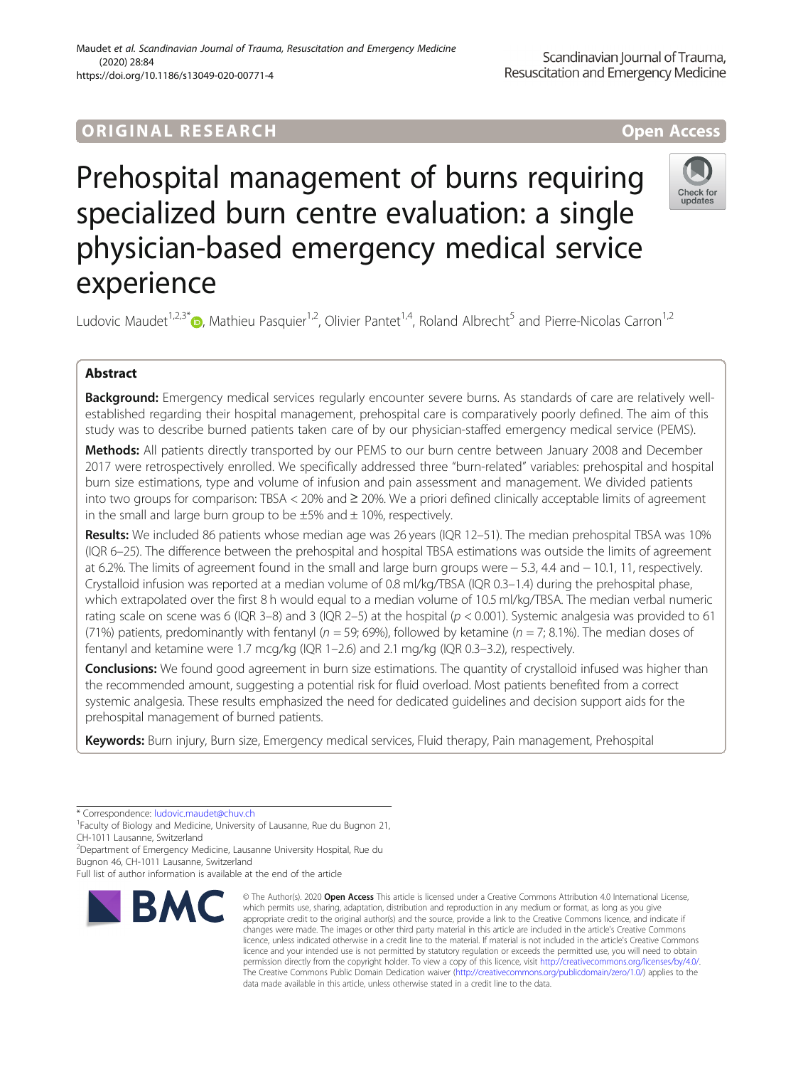ORIGINAL RESEARCH

Open Access

# Prehospital management of burns requiring specialized burn centre evaluation: a single physician-based emergency medical service experience

Ludovic Maudet[1,2,3*], Mathieu Pasquier[1,2], Olivier Pantet[1,4], Roland Albrecht[5] and Pierre-Nicolas Carron[1,2]

## Abstract

**Background:** Emergency medical services regularly encounter severe burns. As standards of care are relatively well-established regarding their hospital management, prehospital care is comparatively poorly defined. The aim of this study was to describe burned patients taken care of by our physician-staffed emergency medical service (PEMS).

**Methods:** All patients directly transported by our PEMS to our burn centre between January 2008 and December 2017 were retrospectively enrolled. We specifically addressed three "burn-related" variables: prehospital and hospital burn size estimations, type and volume of infusion and pain assessment and management. We divided patients into two groups for comparison: TBSA < 20% and ≥ 20%. We a priori defined clinically acceptable limits of agreement in the small and large burn group to be ±5% and ± 10%, respectively.

**Results:** We included 86 patients whose median age was 26 years (IQR 12–51). The median prehospital TBSA was 10% (IQR 6–25). The difference between the prehospital and hospital TBSA estimations was outside the limits of agreement at 6.2%. The limits of agreement found in the small and large burn groups were − 5.3, 4.4 and − 10.1, 11, respectively. Crystalloid infusion was reported at a median volume of 0.8 ml/kg/TBSA (IQR 0.3–1.4) during the prehospital phase, which extrapolated over the first 8 h would equal to a median volume of 10.5 ml/kg/TBSA. The median verbal numeric rating scale on scene was 6 (IQR 3–8) and 3 (IQR 2–5) at the hospital ($p < 0.001$). Systemic analgesia was provided to 61 (71%) patients, predominantly with fentanyl ($n = 59$; 69%), followed by ketamine ($n = 7$; 8.1%). The median doses of fentanyl and ketamine were 1.7 mcg/kg (IQR 1–2.6) and 2.1 mg/kg (IQR 0.3–3.2), respectively.

**Conclusions:** We found good agreement in burn size estimations. The quantity of crystalloid infused was higher than the recommended amount, suggesting a potential risk for fluid overload. Most patients benefited from a correct systemic analgesia. These results emphasized the need for dedicated guidelines and decision support aids for the prehospital management of burned patients.

**Keywords:** Burn injury, Burn size, Emergency medical services, Fluid therapy, Pain management, Prehospital

---

* Correspondence: ludovic.maudet@chuv.ch

[1]Faculty of Biology and Medicine, University of Lausanne, Rue du Bugnon 21, CH-1011 Lausanne, Switzerland

[2]Department of Emergency Medicine, Lausanne University Hospital, Rue du Bugnon 46, CH-1011 Lausanne, Switzerland

Full list of author information is available at the end of the article

© The Author(s). 2020 **Open Access** This article is licensed under a Creative Commons Attribution 4.0 International License, which permits use, sharing, adaptation, distribution and reproduction in any medium or format, as long as you give appropriate credit to the original author(s) and the source, provide a link to the Creative Commons licence, and indicate if changes were made. The images or other third party material in this article are included in the article's Creative Commons licence, unless indicated otherwise in a credit line to the material. If material is not included in the article's Creative Commons licence and your intended use is not permitted by statutory regulation or exceeds the permitted use, you will need to obtain permission directly from the copyright holder. To view a copy of this licence, visit http://creativecommons.org/licenses/by/4.0/. The Creative Commons Public Domain Dedication waiver (http://creativecommons.org/publicdomain/zero/1.0/) applies to the data made available in this article, unless otherwise stated in a credit line to the data.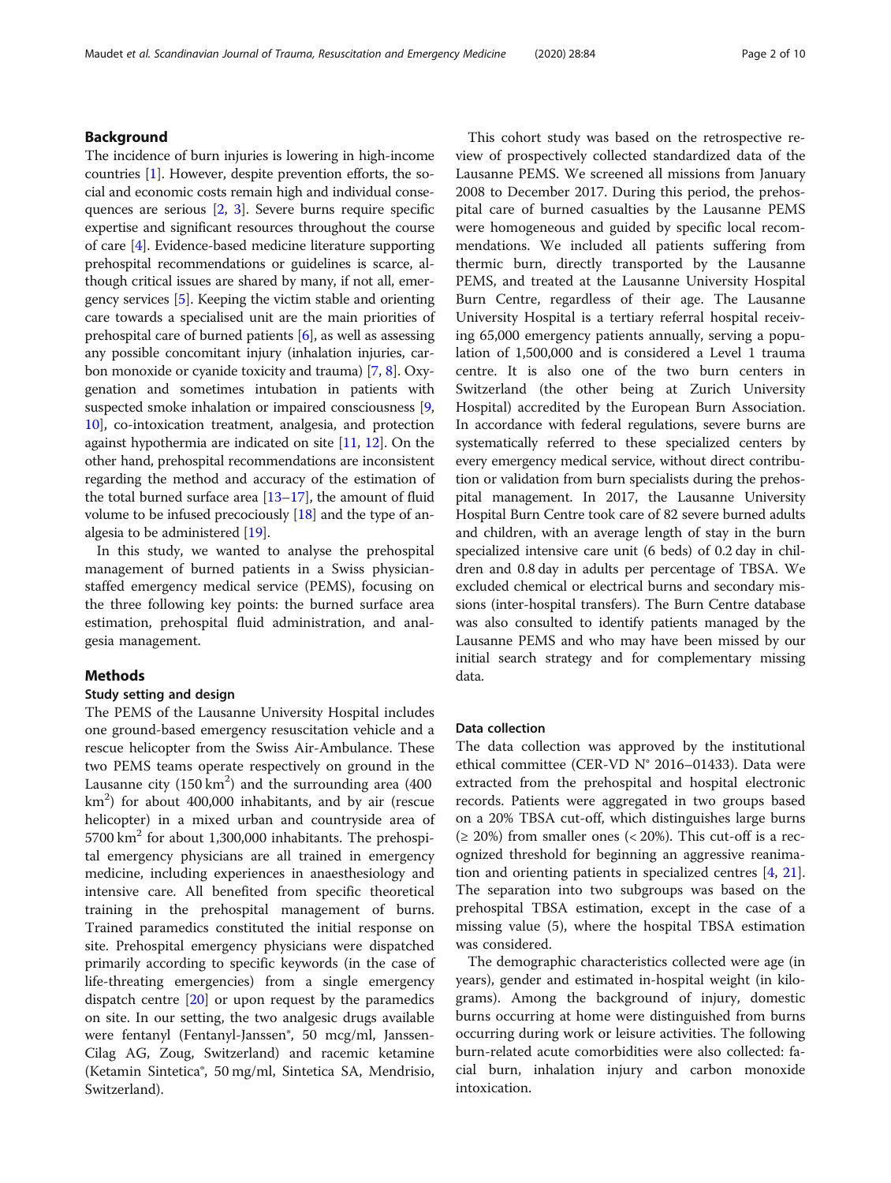## Background

The incidence of burn injuries is lowering in high-income countries [1]. However, despite prevention efforts, the social and economic costs remain high and individual consequences are serious [2, 3]. Severe burns require specific expertise and significant resources throughout the course of care [4]. Evidence-based medicine literature supporting prehospital recommendations or guidelines is scarce, although critical issues are shared by many, if not all, emergency services [5]. Keeping the victim stable and orienting care towards a specialised unit are the main priorities of prehospital care of burned patients [6], as well as assessing any possible concomitant injury (inhalation injuries, carbon monoxide or cyanide toxicity and trauma) [7, 8]. Oxygenation and sometimes intubation in patients with suspected smoke inhalation or impaired consciousness [9, 10], co-intoxication treatment, analgesia, and protection against hypothermia are indicated on site [11, 12]. On the other hand, prehospital recommendations are inconsistent regarding the method and accuracy of the estimation of the total burned surface area [13–17], the amount of fluid volume to be infused precociously [18] and the type of analgesia to be administered [19].

In this study, we wanted to analyse the prehospital management of burned patients in a Swiss physician-staffed emergency medical service (PEMS), focusing on the three following key points: the burned surface area estimation, prehospital fluid administration, and analgesia management.

## Methods

### Study setting and design

The PEMS of the Lausanne University Hospital includes one ground-based emergency resuscitation vehicle and a rescue helicopter from the Swiss Air-Ambulance. These two PEMS teams operate respectively on ground in the Lausanne city (150 $km^2$) and the surrounding area (400 $km^2$) for about 400,000 inhabitants, and by air (rescue helicopter) in a mixed urban and countryside area of 5700 $km^2$ for about 1,300,000 inhabitants. The prehospital emergency physicians are all trained in emergency medicine, including experiences in anaesthesiology and intensive care. All benefited from specific theoretical training in the prehospital management of burns. Trained paramedics constituted the initial response on site. Prehospital emergency physicians were dispatched primarily according to specific keywords (in the case of life-threating emergencies) from a single emergency dispatch centre [20] or upon request by the paramedics on site. In our setting, the two analgesic drugs available were fentanyl (Fentanyl-Janssen®, 50 mcg/ml, Janssen-Cilag AG, Zoug, Switzerland) and racemic ketamine (Ketamin Sintetica®, 50 mg/ml, Sintetica SA, Mendrisio, Switzerland).

This cohort study was based on the retrospective review of prospectively collected standardized data of the Lausanne PEMS. We screened all missions from January 2008 to December 2017. During this period, the prehospital care of burned casualties by the Lausanne PEMS were homogeneous and guided by specific local recommendations. We included all patients suffering from thermic burn, directly transported by the Lausanne PEMS, and treated at the Lausanne University Hospital Burn Centre, regardless of their age. The Lausanne University Hospital is a tertiary referral hospital receiving 65,000 emergency patients annually, serving a population of 1,500,000 and is considered a Level 1 trauma centre. It is also one of the two burn centers in Switzerland (the other being at Zurich University Hospital) accredited by the European Burn Association. In accordance with federal regulations, severe burns are systematically referred to these specialized centers by every emergency medical service, without direct contribution or validation from burn specialists during the prehospital management. In 2017, the Lausanne University Hospital Burn Centre took care of 82 severe burned adults and children, with an average length of stay in the burn specialized intensive care unit (6 beds) of 0.2 day in children and 0.8 day in adults per percentage of TBSA. We excluded chemical or electrical burns and secondary missions (inter-hospital transfers). The Burn Centre database was also consulted to identify patients managed by the Lausanne PEMS and who may have been missed by our initial search strategy and for complementary missing data.

### Data collection

The data collection was approved by the institutional ethical committee (CER-VD N° 2016–01433). Data were extracted from the prehospital and hospital electronic records. Patients were aggregated in two groups based on a 20% TBSA cut-off, which distinguishes large burns (≥ 20%) from smaller ones (< 20%). This cut-off is a recognized threshold for beginning an aggressive reanimation and orienting patients in specialized centres [4, 21]. The separation into two subgroups was based on the prehospital TBSA estimation, except in the case of a missing value (5), where the hospital TBSA estimation was considered.

The demographic characteristics collected were age (in years), gender and estimated in-hospital weight (in kilograms). Among the background of injury, domestic burns occurring at home were distinguished from burns occurring during work or leisure activities. The following burn-related acute comorbidities were also collected: facial burn, inhalation injury and carbon monoxide intoxication.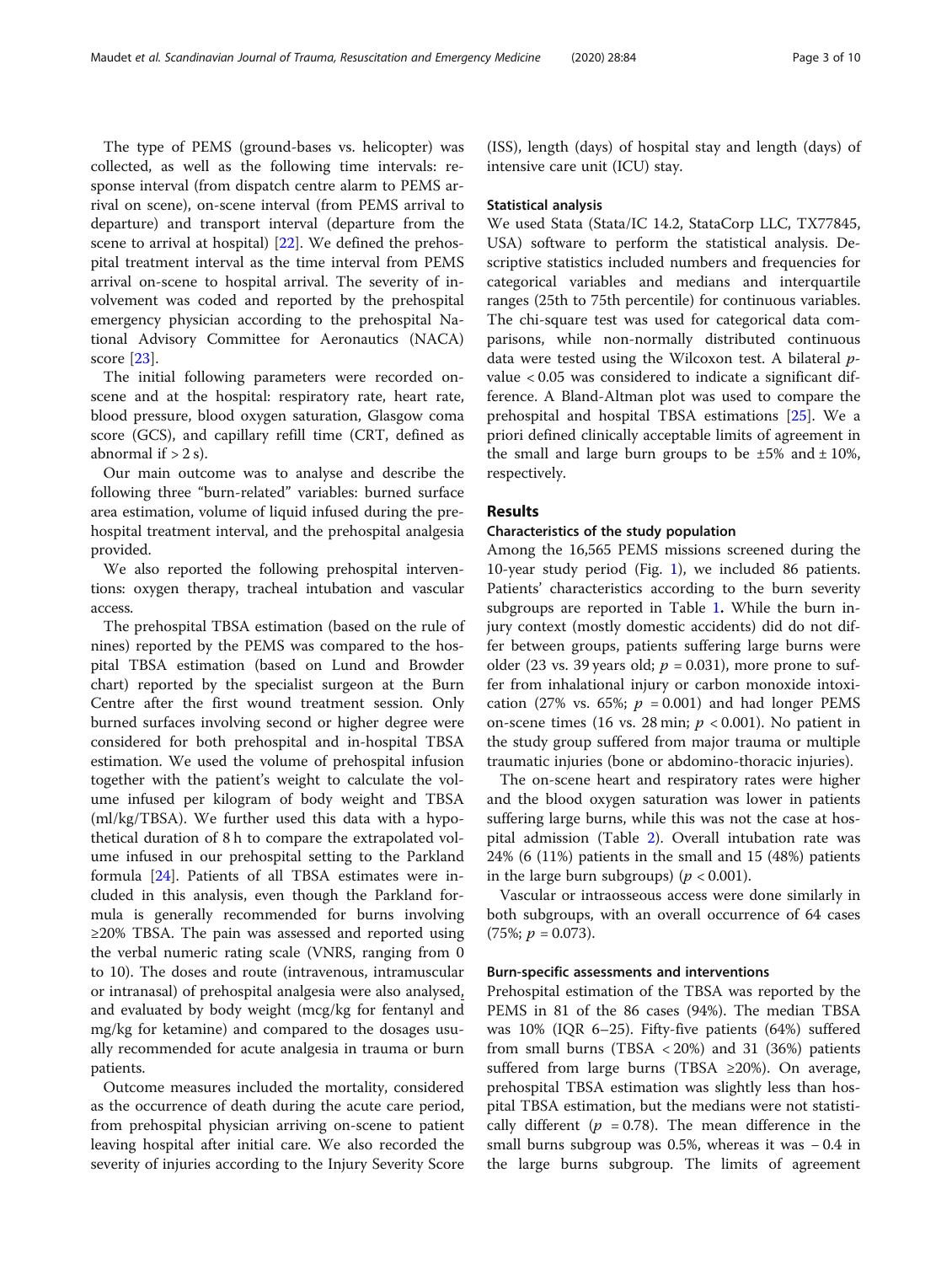The type of PEMS (ground-bases vs. helicopter) was collected, as well as the following time intervals: response interval (from dispatch centre alarm to PEMS arrival on scene), on-scene interval (from PEMS arrival to departure) and transport interval (departure from the scene to arrival at hospital) [22]. We defined the prehospital treatment interval as the time interval from PEMS arrival on-scene to hospital arrival. The severity of involvement was coded and reported by the prehospital emergency physician according to the prehospital National Advisory Committee for Aeronautics (NACA) score [23].

The initial following parameters were recorded on-scene and at the hospital: respiratory rate, heart rate, blood pressure, blood oxygen saturation, Glasgow coma score (GCS), and capillary refill time (CRT, defined as abnormal if > 2 s).

Our main outcome was to analyse and describe the following three "burn-related" variables: burned surface area estimation, volume of liquid infused during the prehospital treatment interval, and the prehospital analgesia provided.

We also reported the following prehospital interventions: oxygen therapy, tracheal intubation and vascular access.

The prehospital TBSA estimation (based on the rule of nines) reported by the PEMS was compared to the hospital TBSA estimation (based on Lund and Browder chart) reported by the specialist surgeon at the Burn Centre after the first wound treatment session. Only burned surfaces involving second or higher degree were considered for both prehospital and in-hospital TBSA estimation. We used the volume of prehospital infusion together with the patient's weight to calculate the volume infused per kilogram of body weight and TBSA (ml/kg/TBSA). We further used this data with a hypothetical duration of 8 h to compare the extrapolated volume infused in our prehospital setting to the Parkland formula [24]. Patients of all TBSA estimates were included in this analysis, even though the Parkland formula is generally recommended for burns involving ≥20% TBSA. The pain was assessed and reported using the verbal numeric rating scale (VNRS, ranging from 0 to 10). The doses and route (intravenous, intramuscular or intranasal) of prehospital analgesia were also analysed, and evaluated by body weight (mcg/kg for fentanyl and mg/kg for ketamine) and compared to the dosages usually recommended for acute analgesia in trauma or burn patients.

Outcome measures included the mortality, considered as the occurrence of death during the acute care period, from prehospital physician arriving on-scene to patient leaving hospital after initial care. We also recorded the severity of injuries according to the Injury Severity Score (ISS), length (days) of hospital stay and length (days) of intensive care unit (ICU) stay.

### Statistical analysis

We used Stata (Stata/IC 14.2, StataCorp LLC, TX77845, USA) software to perform the statistical analysis. Descriptive statistics included numbers and frequencies for categorical variables and medians and interquartile ranges (25th to 75th percentile) for continuous variables. The chi-square test was used for categorical data comparisons, while non-normally distributed continuous data were tested using the Wilcoxon test. A bilateral $p$-value < 0.05 was considered to indicate a significant difference. A Bland-Altman plot was used to compare the prehospital and hospital TBSA estimations [25]. We a priori defined clinically acceptable limits of agreement in the small and large burn groups to be ±5% and ± 10%, respectively.

## Results

### Characteristics of the study population

Among the 16,565 PEMS missions screened during the 10-year study period (Fig. 1), we included 86 patients. Patients' characteristics according to the burn severity subgroups are reported in Table 1**.** While the burn injury context (mostly domestic accidents) did do not differ between groups, patients suffering large burns were older (23 vs. 39 years old; $p$ = 0.031), more prone to suffer from inhalational injury or carbon monoxide intoxication (27% vs. 65%; $p$ = 0.001) and had longer PEMS on-scene times (16 vs. 28 min; $p$ < 0.001). No patient in the study group suffered from major trauma or multiple traumatic injuries (bone or abdomino-thoracic injuries).

The on-scene heart and respiratory rates were higher and the blood oxygen saturation was lower in patients suffering large burns, while this was not the case at hospital admission (Table 2). Overall intubation rate was 24% (6 (11%) patients in the small and 15 (48%) patients in the large burn subgroups) ($p$ < 0.001).

Vascular or intraosseous access were done similarly in both subgroups, with an overall occurrence of 64 cases (75%; $p$ = 0.073).

### Burn-specific assessments and interventions

Prehospital estimation of the TBSA was reported by the PEMS in 81 of the 86 cases (94%). The median TBSA was 10% (IQR 6–25). Fifty-five patients (64%) suffered from small burns (TBSA < 20%) and 31 (36%) patients suffered from large burns (TBSA ≥20%). On average, prehospital TBSA estimation was slightly less than hospital TBSA estimation, but the medians were not statistically different ($p$ = 0.78). The mean difference in the small burns subgroup was 0.5%, whereas it was − 0.4 in the large burns subgroup. The limits of agreement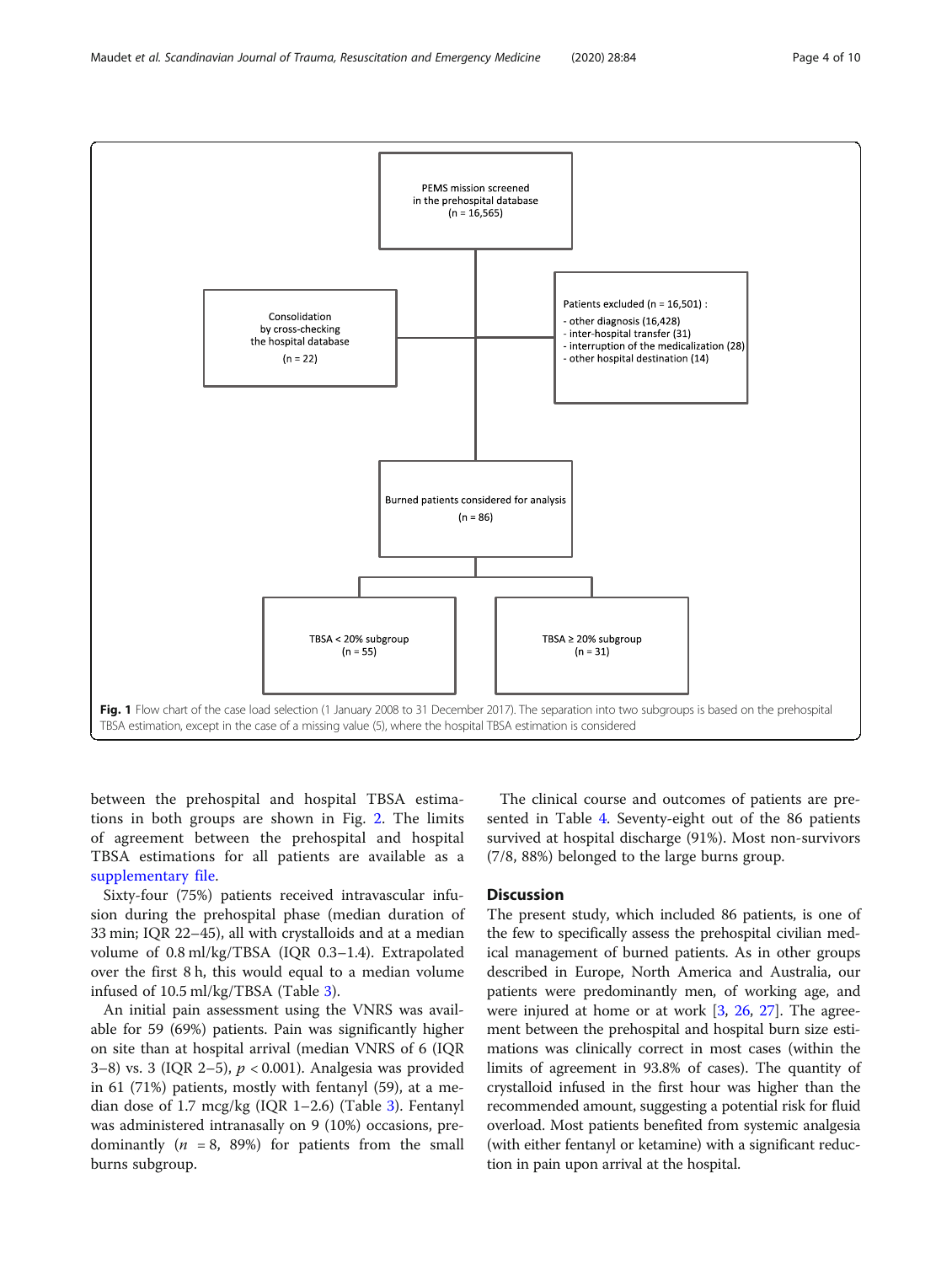PEMS mission screened in the prehospital database (n = 16,565)

Consolidation by cross-checking the hospital database (n = 22)

Patients excluded (n = 16,501) :
- other diagnosis (16,428)
- inter-hospital transfer (31)
- interruption of the medicalization (28)
- other hospital destination (14)

Burned patients considered for analysis (n = 86)

TBSA < 20% subgroup (n = 55)

TBSA ≥ 20% subgroup (n = 31)

**Fig. 1** Flow chart of the case load selection (1 January 2008 to 31 December 2017). The separation into two subgroups is based on the prehospital TBSA estimation, except in the case of a missing value (5), where the hospital TBSA estimation is considered

between the prehospital and hospital TBSA estimations in both groups are shown in Fig. 2. The limits of agreement between the prehospital and hospital TBSA estimations for all patients are available as a supplementary file.

Sixty-four (75%) patients received intravascular infusion during the prehospital phase (median duration of 33 min; IQR 22–45), all with crystalloids and at a median volume of 0.8 ml/kg/TBSA (IQR 0.3–1.4). Extrapolated over the first 8 h, this would equal to a median volume infused of 10.5 ml/kg/TBSA (Table 3).

An initial pain assessment using the VNRS was available for 59 (69%) patients. Pain was significantly higher on site than at hospital arrival (median VNRS of 6 (IQR 3–8) vs. 3 (IQR 2–5), $p < 0.001$). Analgesia was provided in 61 (71%) patients, mostly with fentanyl (59), at a median dose of 1.7 mcg/kg (IQR 1–2.6) (Table 3). Fentanyl was administered intranasally on 9 (10%) occasions, predominantly ($n = 8$, 89%) for patients from the small burns subgroup.

The clinical course and outcomes of patients are presented in Table 4. Seventy-eight out of the 86 patients survived at hospital discharge (91%). Most non-survivors (7/8, 88%) belonged to the large burns group.

## Discussion

The present study, which included 86 patients, is one of the few to specifically assess the prehospital civilian medical management of burned patients. As in other groups described in Europe, North America and Australia, our patients were predominantly men, of working age, and were injured at home or at work [3, 26, 27]. The agreement between the prehospital and hospital burn size estimations was clinically correct in most cases (within the limits of agreement in 93.8% of cases). The quantity of crystalloid infused in the first hour was higher than the recommended amount, suggesting a potential risk for fluid overload. Most patients benefited from systemic analgesia (with either fentanyl or ketamine) with a significant reduction in pain upon arrival at the hospital.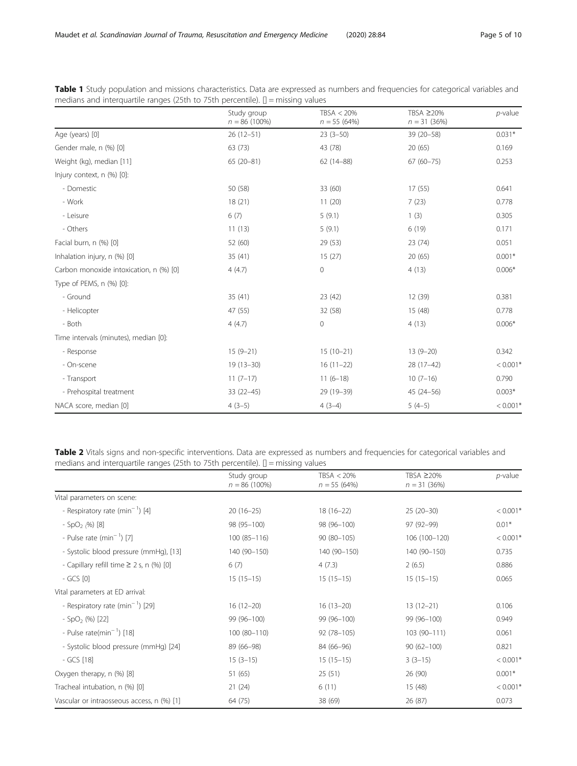**Table 1** Study population and missions characteristics. Data are expressed as numbers and frequencies for categorical variables and medians and interquartile ranges (25th to 75th percentile). [] = missing values

| | Study group $n = 86$ (100%) | TBSA < 20% $n = 55$ (64%) | TBSA ≥20% $n = 31$ (36%) | *p*-value |
|---|---|---|---|---|
| Age (years) [0] | 26 (12–51) | 23 (3–50) | 39 (20–58) | 0.031* |
| Gender male, n (%) [0] | 63 (73) | 43 (78) | 20 (65) | 0.169 |
| Weight (kg), median [11] | 65 (20–81) | 62 (14–88) | 67 (60–75) | 0.253 |
| Injury context, n (%) [0]: | | | | |
| - Domestic | 50 (58) | 33 (60) | 17 (55) | 0.641 |
| - Work | 18 (21) | 11 (20) | 7 (23) | 0.778 |
| - Leisure | 6 (7) | 5 (9.1) | 1 (3) | 0.305 |
| - Others | 11 (13) | 5 (9.1) | 6 (19) | 0.171 |
| Facial burn, n (%) [0] | 52 (60) | 29 (53) | 23 (74) | 0.051 |
| Inhalation injury, n (%) [0] | 35 (41) | 15 (27) | 20 (65) | 0.001* |
| Carbon monoxide intoxication, n (%) [0] | 4 (4.7) | 0 | 4 (13) | 0.006* |
| Type of PEMS, n (%) [0]: | | | | |
| - Ground | 35 (41) | 23 (42) | 12 (39) | 0.381 |
| - Helicopter | 47 (55) | 32 (58) | 15 (48) | 0.778 |
| - Both | 4 (4.7) | 0 | 4 (13) | 0.006* |
| Time intervals (minutes), median [0]: | | | | |
| - Response | 15 (9–21) | 15 (10–21) | 13 (9–20) | 0.342 |
| - On-scene | 19 (13–30) | 16 (11–22) | 28 (17–42) | < 0.001* |
| - Transport | 11 (7–17) | 11 (6–18) | 10 (7–16) | 0.790 |
| - Prehospital treatment | 33 (22–45) | 29 (19–39) | 45 (24–56) | 0.003* |
| NACA score, median [0] | 4 (3–5) | 4 (3–4) | 5 (4–5) | < 0.001* |

**Table 2** Vitals signs and non-specific interventions. Data are expressed as numbers and frequencies for categorical variables and medians and interquartile ranges (25th to 75th percentile). [] = missing values

| | Study group $n = 86$ (100%) | TBSA < 20% $n = 55$ (64%) | TBSA ≥20% $n = 31$ (36%) | *p*-value |
|---|---|---|---|---|
| Vital parameters on scene: | | | | |
| - Respiratory rate ($min^{-1}$) [4] | 20 (16–25) | 18 (16–22) | 25 (20–30) | < 0.001* |
| - $SpO_2$ (%) [8] | 98 (95–100) | 98 (96–100) | 97 (92–99) | 0.01* |
| - Pulse rate ($min^{-1}$) [7] | 100 (85–116) | 90 (80–105) | 106 (100–120) | < 0.001* |
| - Systolic blood pressure (mmHg), [13] | 140 (90–150) | 140 (90–150) | 140 (90–150) | 0.735 |
| - Capillary refill time ≥ 2 s, n (%) [0] | 6 (7) | 4 (7.3) | 2 (6.5) | 0.886 |
| - GCS [0] | 15 (15–15) | 15 (15–15) | 15 (15–15) | 0.065 |
| Vital parameters at ED arrival: | | | | |
| - Respiratory rate ($min^{-1}$) [29] | 16 (12–20) | 16 (13–20) | 13 (12–21) | 0.106 |
| - $SpO_2$ (%) [22] | 99 (96–100) | 99 (96–100) | 99 (96–100) | 0.949 |
| - Pulse rate($min^{-1}$) [18] | 100 (80–110) | 92 (78–105) | 103 (90–111) | 0.061 |
| - Systolic blood pressure (mmHg) [24] | 89 (66–98) | 84 (66–96) | 90 (62–100) | 0.821 |
| - GCS [18] | 15 (3–15) | 15 (15–15) | 3 (3–15) | < 0.001* |
| Oxygen therapy, n (%) [8] | 51 (65) | 25 (51) | 26 (90) | 0.001* |
| Tracheal intubation, n (%) [0] | 21 (24) | 6 (11) | 15 (48) | < 0.001* |
| Vascular or intraosseous access, n (%) [1] | 64 (75) | 38 (69) | 26 (87) | 0.073 |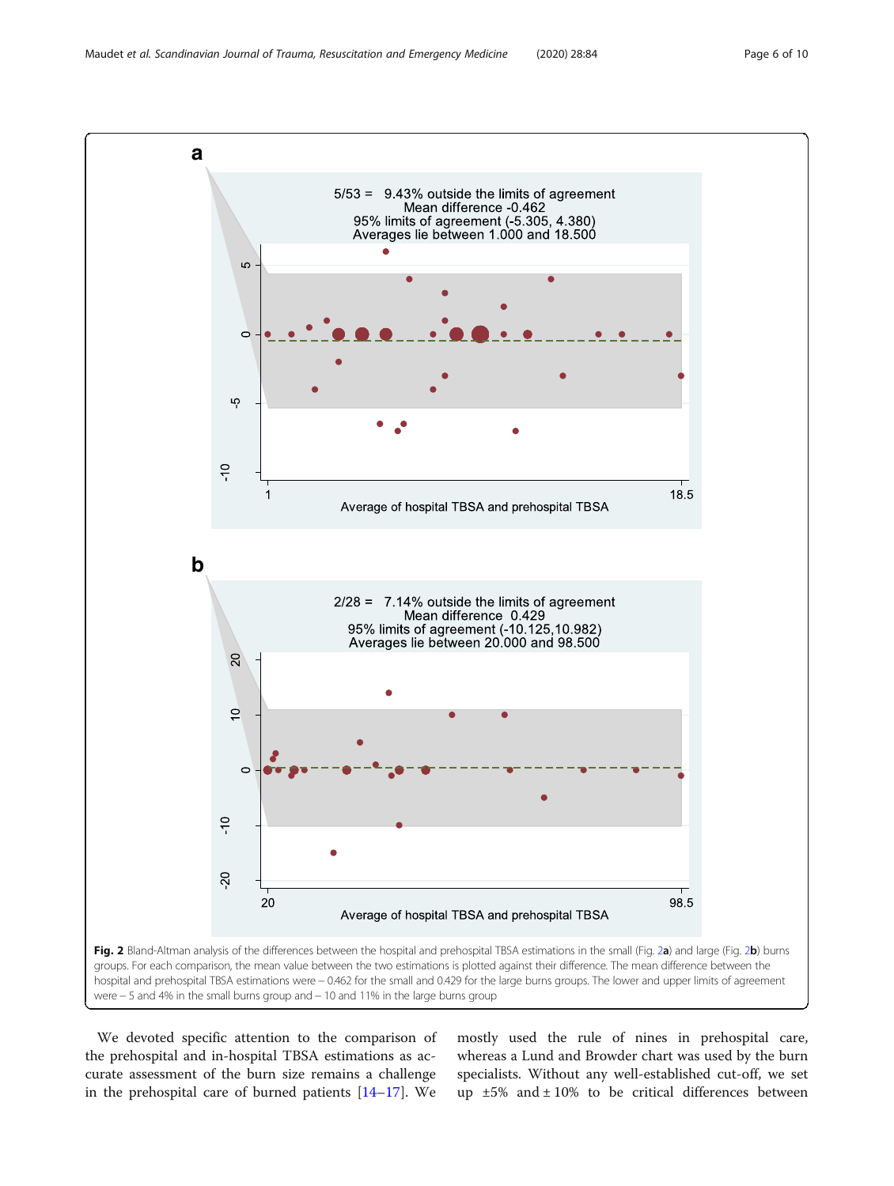**Fig. 2** Bland-Altman analysis of the differences between the hospital and prehospital TBSA estimations in the small (Fig. 2**a**) and large (Fig. 2**b**) burns groups. For each comparison, the mean value between the two estimations is plotted against their difference. The mean difference between the hospital and prehospital TBSA estimations were – 0.462 for the small and 0.429 for the large burns groups. The lower and upper limits of agreement were – 5 and 4% in the small burns group and – 10 and 11% in the large burns group

We devoted specific attention to the comparison of the prehospital and in-hospital TBSA estimations as accurate assessment of the burn size remains a challenge in the prehospital care of burned patients [14–17]. We mostly used the rule of nines in prehospital care, whereas a Lund and Browder chart was used by the burn specialists. Without any well-established cut-off, we set up ±5% and ± 10% to be critical differences between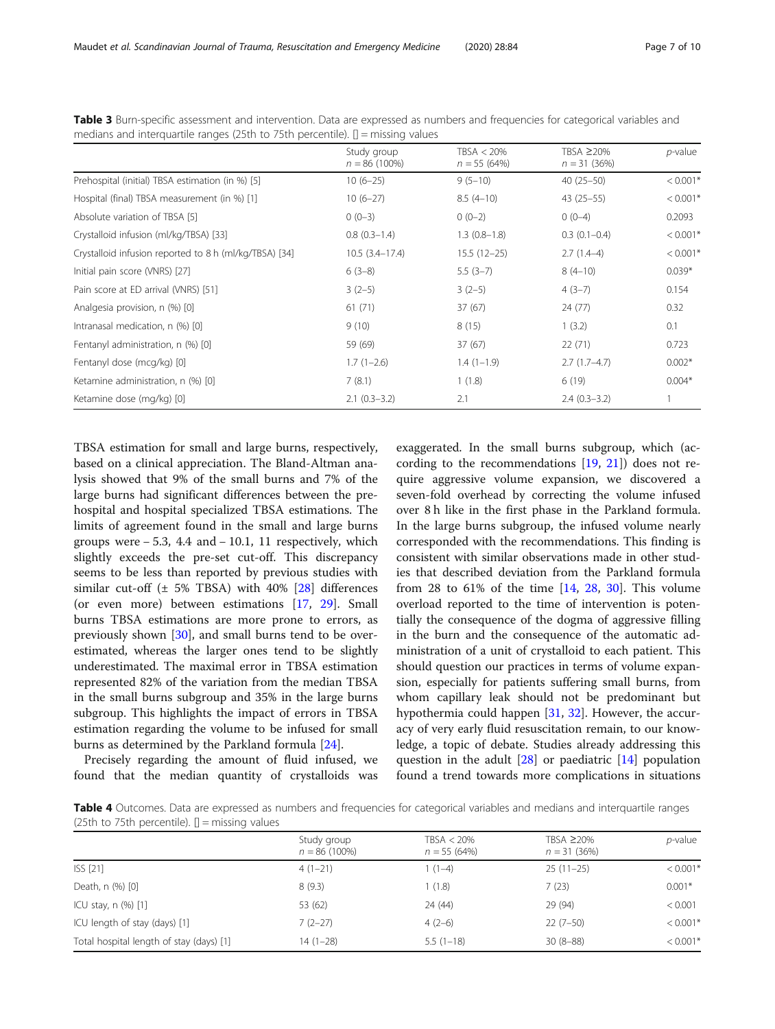**Table 3** Burn-specific assessment and intervention. Data are expressed as numbers and frequencies for categorical variables and medians and interquartile ranges (25th to 75th percentile). [] = missing values

| | Study group $n = 86$ (100%) | TBSA < 20% $n = 55$ (64%) | TBSA ≥20% $n = 31$ (36%) | *p*-value |
|---|---|---|---|---|
| Prehospital (initial) TBSA estimation (in %) [5] | 10 (6–25) | 9 (5–10) | 40 (25–50) | < 0.001* |
| Hospital (final) TBSA measurement (in %) [1] | 10 (6–27) | 8.5 (4–10) | 43 (25–55) | < 0.001* |
| Absolute variation of TBSA [5] | 0 (0–3) | 0 (0–2) | 0 (0–4) | 0.2093 |
| Crystalloid infusion (ml/kg/TBSA) [33] | 0.8 (0.3–1.4) | 1.3 (0.8–1.8) | 0.3 (0.1–0.4) | < 0.001* |
| Crystalloid infusion reported to 8 h (ml/kg/TBSA) [34] | 10.5 (3.4–17.4) | 15.5 (12–25) | 2.7 (1.4–4) | < 0.001* |
| Initial pain score (VNRS) [27] | 6 (3–8) | 5.5 (3–7) | 8 (4–10) | 0.039* |
| Pain score at ED arrival (VNRS) [51] | 3 (2–5) | 3 (2–5) | 4 (3–7) | 0.154 |
| Analgesia provision, n (%) [0] | 61 (71) | 37 (67) | 24 (77) | 0.32 |
| Intranasal medication, n (%) [0] | 9 (10) | 8 (15) | 1 (3.2) | 0.1 |
| Fentanyl administration, n (%) [0] | 59 (69) | 37 (67) | 22 (71) | 0.723 |
| Fentanyl dose (mcg/kg) [0] | 1.7 (1–2.6) | 1.4 (1–1.9) | 2.7 (1.7–4.7) | 0.002* |
| Ketamine administration, n (%) [0] | 7 (8.1) | 1 (1.8) | 6 (19) | 0.004* |
| Ketamine dose (mg/kg) [0] | 2.1 (0.3–3.2) | 2.1 | 2.4 (0.3–3.2) | 1 |

TBSA estimation for small and large burns, respectively, based on a clinical appreciation. The Bland-Altman analysis showed that 9% of the small burns and 7% of the large burns had significant differences between the prehospital and hospital specialized TBSA estimations. The limits of agreement found in the small and large burns groups were − 5.3, 4.4 and − 10.1, 11 respectively, which slightly exceeds the pre-set cut-off. This discrepancy seems to be less than reported by previous studies with similar cut-off (± 5% TBSA) with 40% [28] differences (or even more) between estimations [17, 29]. Small burns TBSA estimations are more prone to errors, as previously shown [30], and small burns tend to be overestimated, whereas the larger ones tend to be slightly underestimated. The maximal error in TBSA estimation represented 82% of the variation from the median TBSA in the small burns subgroup and 35% in the large burns subgroup. This highlights the impact of errors in TBSA estimation regarding the volume to be infused for small burns as determined by the Parkland formula [24].

Precisely regarding the amount of fluid infused, we found that the median quantity of crystalloids was exaggerated. In the small burns subgroup, which (according to the recommendations [19, 21]) does not require aggressive volume expansion, we discovered a seven-fold overhead by correcting the volume infused over 8 h like in the first phase in the Parkland formula. In the large burns subgroup, the infused volume nearly corresponded with the recommendations. This finding is consistent with similar observations made in other studies that described deviation from the Parkland formula from 28 to 61% of the time [14, 28, 30]. This volume overload reported to the time of intervention is potentially the consequence of the dogma of aggressive filling in the burn and the consequence of the automatic administration of a unit of crystalloid to each patient. This should question our practices in terms of volume expansion, especially for patients suffering small burns, from whom capillary leak should not be predominant but hypothermia could happen [31, 32]. However, the accuracy of very early fluid resuscitation remain, to our knowledge, a topic of debate. Studies already addressing this question in the adult [28] or paediatric [14] population found a trend towards more complications in situations

**Table 4** Outcomes. Data are expressed as numbers and frequencies for categorical variables and medians and interquartile ranges (25th to 75th percentile). [] = missing values

| | Study group $n = 86$ (100%) | TBSA < 20% $n = 55$ (64%) | TBSA ≥20% $n = 31$ (36%) | *p*-value |
|---|---|---|---|---|
| ISS [21] | 4 (1–21) | 1 (1–4) | 25 (11–25) | < 0.001* |
| Death, n (%) [0] | 8 (9.3) | 1 (1.8) | 7 (23) | 0.001* |
| ICU stay, n (%) [1] | 53 (62) | 24 (44) | 29 (94) | < 0.001 |
| ICU length of stay (days) [1] | 7 (2–27) | 4 (2–6) | 22 (7–50) | < 0.001* |
| Total hospital length of stay (days) [1] | 14 (1–28) | 5.5 (1–18) | 30 (8–88) | < 0.001* |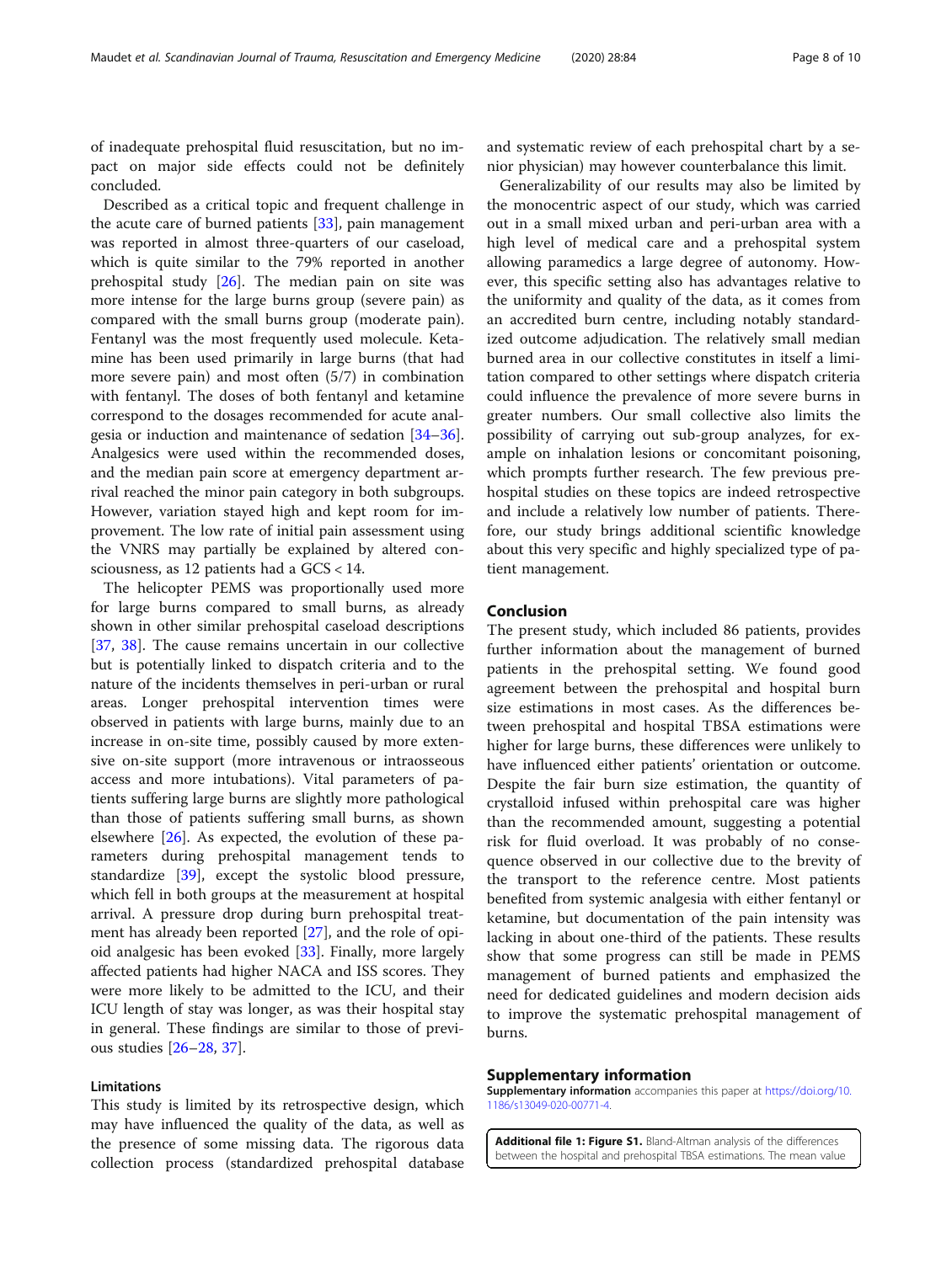of inadequate prehospital fluid resuscitation, but no impact on major side effects could not be definitely concluded.

Described as a critical topic and frequent challenge in the acute care of burned patients [33], pain management was reported in almost three-quarters of our caseload, which is quite similar to the 79% reported in another prehospital study [26]. The median pain on site was more intense for the large burns group (severe pain) as compared with the small burns group (moderate pain). Fentanyl was the most frequently used molecule. Ketamine has been used primarily in large burns (that had more severe pain) and most often (5/7) in combination with fentanyl. The doses of both fentanyl and ketamine correspond to the dosages recommended for acute analgesia or induction and maintenance of sedation [34–36]. Analgesics were used within the recommended doses, and the median pain score at emergency department arrival reached the minor pain category in both subgroups. However, variation stayed high and kept room for improvement. The low rate of initial pain assessment using the VNRS may partially be explained by altered consciousness, as 12 patients had a GCS < 14.

The helicopter PEMS was proportionally used more for large burns compared to small burns, as already shown in other similar prehospital caseload descriptions [37, 38]. The cause remains uncertain in our collective but is potentially linked to dispatch criteria and to the nature of the incidents themselves in peri-urban or rural areas. Longer prehospital intervention times were observed in patients with large burns, mainly due to an increase in on-site time, possibly caused by more extensive on-site support (more intravenous or intraosseous access and more intubations). Vital parameters of patients suffering large burns are slightly more pathological than those of patients suffering small burns, as shown elsewhere [26]. As expected, the evolution of these parameters during prehospital management tends to standardize [39], except the systolic blood pressure, which fell in both groups at the measurement at hospital arrival. A pressure drop during burn prehospital treatment has already been reported [27], and the role of opioid analgesic has been evoked [33]. Finally, more largely affected patients had higher NACA and ISS scores. They were more likely to be admitted to the ICU, and their ICU length of stay was longer, as was their hospital stay in general. These findings are similar to those of previous studies [26–28, 37].

### Limitations

This study is limited by its retrospective design, which may have influenced the quality of the data, as well as the presence of some missing data. The rigorous data collection process (standardized prehospital database and systematic review of each prehospital chart by a senior physician) may however counterbalance this limit.

Generalizability of our results may also be limited by the monocentric aspect of our study, which was carried out in a small mixed urban and peri-urban area with a high level of medical care and a prehospital system allowing paramedics a large degree of autonomy. However, this specific setting also has advantages relative to the uniformity and quality of the data, as it comes from an accredited burn centre, including notably standardized outcome adjudication. The relatively small median burned area in our collective constitutes in itself a limitation compared to other settings where dispatch criteria could influence the prevalence of more severe burns in greater numbers. Our small collective also limits the possibility of carrying out sub-group analyzes, for example on inhalation lesions or concomitant poisoning, which prompts further research. The few previous prehospital studies on these topics are indeed retrospective and include a relatively low number of patients. Therefore, our study brings additional scientific knowledge about this very specific and highly specialized type of patient management.

## Conclusion

The present study, which included 86 patients, provides further information about the management of burned patients in the prehospital setting. We found good agreement between the prehospital and hospital burn size estimations in most cases. As the differences between prehospital and hospital TBSA estimations were higher for large burns, these differences were unlikely to have influenced either patients' orientation or outcome. Despite the fair burn size estimation, the quantity of crystalloid infused within prehospital care was higher than the recommended amount, suggesting a potential risk for fluid overload. It was probably of no consequence observed in our collective due to the brevity of the transport to the reference centre. Most patients benefited from systemic analgesia with either fentanyl or ketamine, but documentation of the pain intensity was lacking in about one-third of the patients. These results show that some progress can still be made in PEMS management of burned patients and emphasized the need for dedicated guidelines and modern decision aids to improve the systematic prehospital management of burns.

## Supplementary information

**Supplementary information** accompanies this paper at https://doi.org/10.1186/s13049-020-00771-4.

**Additional file 1: Figure S1.** Bland-Altman analysis of the differences between the hospital and prehospital TBSA estimations. The mean value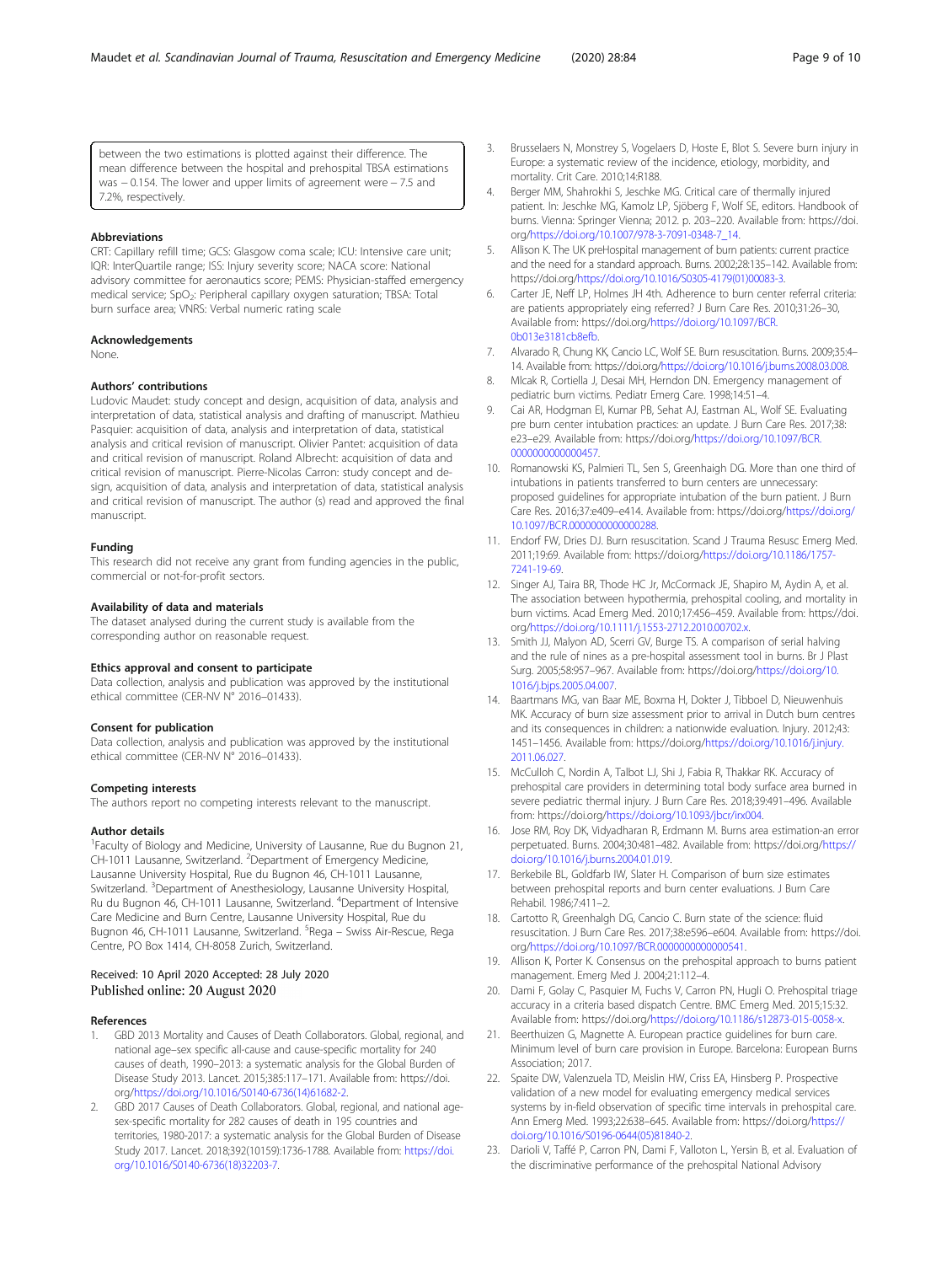between the two estimations is plotted against their difference. The mean difference between the hospital and prehospital TBSA estimations was − 0.154. The lower and upper limits of agreement were − 7.5 and 7.2%, respectively.

### Abbreviations

CRT: Capillary refill time; GCS: Glasgow coma scale; ICU: Intensive care unit; IQR: InterQuartile range; ISS: Injury severity score; NACA score: National advisory committee for aeronautics score; PEMS: Physician-staffed emergency medical service; $SpO_2$: Peripheral capillary oxygen saturation; TBSA: Total burn surface area; VNRS: Verbal numeric rating scale

### Acknowledgements

None.

### Authors' contributions

Ludovic Maudet: study concept and design, acquisition of data, analysis and interpretation of data, statistical analysis and drafting of manuscript. Mathieu Pasquier: acquisition of data, analysis and interpretation of data, statistical analysis and critical revision of manuscript. Olivier Pantet: acquisition of data and critical revision of manuscript. Roland Albrecht: acquisition of data and critical revision of manuscript. Pierre-Nicolas Carron: study concept and design, acquisition of data, analysis and interpretation of data, statistical analysis and critical revision of manuscript. The author (s) read and approved the final manuscript.

### Funding

This research did not receive any grant from funding agencies in the public, commercial or not-for-profit sectors.

### Availability of data and materials

The dataset analysed during the current study is available from the corresponding author on reasonable request.

### Ethics approval and consent to participate

Data collection, analysis and publication was approved by the institutional ethical committee (CER-NV N° 2016–01433).

### Consent for publication

Data collection, analysis and publication was approved by the institutional ethical committee (CER-NV N° 2016–01433).

### Competing interests

The authors report no competing interests relevant to the manuscript.

### Author details

[1]Faculty of Biology and Medicine, University of Lausanne, Rue du Bugnon 21, CH-1011 Lausanne, Switzerland. [2]Department of Emergency Medicine, Lausanne University Hospital, Rue du Bugnon 46, CH-1011 Lausanne, Switzerland. [3]Department of Anesthesiology, Lausanne University Hospital, Ru du Bugnon 46, CH-1011 Lausanne, Switzerland. [4]Department of Intensive Care Medicine and Burn Centre, Lausanne University Hospital, Rue du Bugnon 46, CH-1011 Lausanne, Switzerland. [5]Rega – Swiss Air-Rescue, Rega Centre, PO Box 1414, CH-8058 Zurich, Switzerland.

Received: 10 April 2020 Accepted: 28 July 2020
Published online: 20 August 2020

### References

1. GBD 2013 Mortality and Causes of Death Collaborators. Global, regional, and national age–sex specific all-cause and cause-specific mortality for 240 causes of death, 1990–2013: a systematic analysis for the Global Burden of Disease Study 2013. Lancet. 2015;385:117–171. Available from: https://doi.org/https://doi.org/10.1016/S0140-6736(14)61682-2.
2. GBD 2017 Causes of Death Collaborators. Global, regional, and national age-sex-specific mortality for 282 causes of death in 195 countries and territories, 1980-2017: a systematic analysis for the Global Burden of Disease Study 2017. Lancet. 2018;392(10159):1736-1788. Available from: https://doi.org/10.1016/S0140-6736(18)32203-7.
3. Brusselaers N, Monstrey S, Vogelaers D, Hoste E, Blot S. Severe burn injury in Europe: a systematic review of the incidence, etiology, morbidity, and mortality. Crit Care. 2010;14:R188.
4. Berger MM, Shahrokhi S, Jeschke MG. Critical care of thermally injured patient. In: Jeschke MG, Kamolz LP, Sjöberg F, Wolf SE, editors. Handbook of burns. Vienna: Springer Vienna; 2012. p. 203–220. Available from: https://doi.org/https://doi.org/10.1007/978-3-7091-0348-7_14.
5. Allison K. The UK preHospital management of burn patients: current practice and the need for a standard approach. Burns. 2002;28:135–142. Available from: https://doi.org/https://doi.org/10.1016/S0305-4179(01)00083-3.
6. Carter JE, Neff LP, Holmes JH 4th. Adherence to burn center referral criteria: are patients appropriately eing referred? J Burn Care Res. 2010;31:26–30, Available from: https://doi.org/https://doi.org/10.1097/BCR.0b013e3181cb8efb.
7. Alvarado R, Chung KK, Cancio LC, Wolf SE. Burn resuscitation. Burns. 2009;35:4–14. Available from: https://doi.org/https://doi.org/10.1016/j.burns.2008.03.008.
8. Mlcak R, Cortiella J, Desai MH, Herndon DN. Emergency management of pediatric burn victims. Pediatr Emerg Care. 1998;14:51–4.
9. Cai AR, Hodgman EI, Kumar PB, Sehat AJ, Eastman AL, Wolf SE. Evaluating pre burn center intubation practices: an update. J Burn Care Res. 2017;38: e23–e29. Available from: https://doi.org/https://doi.org/10.1097/BCR.0000000000000457.
10. Romanowski KS, Palmieri TL, Sen S, Greenhaigh DG. More than one third of intubations in patients transferred to burn centers are unnecessary: proposed guidelines for appropriate intubation of the burn patient. J Burn Care Res. 2016;37:e409–e414. Available from: https://doi.org/https://doi.org/10.1097/BCR.0000000000000288.
11. Endorf FW, Dries DJ. Burn resuscitation. Scand J Trauma Resusc Emerg Med. 2011;19:69. Available from: https://doi.org/https://doi.org/10.1186/1757-7241-19-69.
12. Singer AJ, Taira BR, Thode HC Jr, McCormack JE, Shapiro M, Aydin A, et al. The association between hypothermia, prehospital cooling, and mortality in burn victims. Acad Emerg Med. 2010;17:456–459. Available from: https://doi.org/https://doi.org/10.1111/j.1553-2712.2010.00702.x.
13. Smith JJ, Malyon AD, Scerri GV, Burge TS. A comparison of serial halving and the rule of nines as a pre-hospital assessment tool in burns. Br J Plast Surg. 2005;58:957–967. Available from: https://doi.org/https://doi.org/10.1016/j.bjps.2005.04.007.
14. Baartmans MG, van Baar ME, Boxma H, Dokter J, Tibboel D, Nieuwenhuis MK. Accuracy of burn size assessment prior to arrival in Dutch burn centres and its consequences in children: a nationwide evaluation. Injury. 2012;43: 1451–1456. Available from: https://doi.org/https://doi.org/10.1016/j.injury.2011.06.027.
15. McCulloh C, Nordin A, Talbot LJ, Shi J, Fabia R, Thakkar RK. Accuracy of prehospital care providers in determining total body surface area burned in severe pediatric thermal injury. J Burn Care Res. 2018;39:491–496. Available from: https://doi.org/https://doi.org/10.1093/jbcr/irx004.
16. Jose RM, Roy DK, Vidyadharan R, Erdmann M. Burns area estimation-an error perpetuated. Burns. 2004;30:481–482. Available from: https://doi.org/https://doi.org/10.1016/j.burns.2004.01.019.
17. Berkebile BL, Goldfarb IW, Slater H. Comparison of burn size estimates between prehospital reports and burn center evaluations. J Burn Care Rehabil. 1986;7:411–2.
18. Cartotto R, Greenhalgh DG, Cancio C. Burn state of the science: fluid resuscitation. J Burn Care Res. 2017;38:e596–e604. Available from: https://doi.org/https://doi.org/10.1097/BCR.0000000000000541.
19. Allison K, Porter K. Consensus on the prehospital approach to burns patient management. Emerg Med J. 2004;21:112–4.
20. Dami F, Golay C, Pasquier M, Fuchs V, Carron PN, Hugli O. Prehospital triage accuracy in a criteria based dispatch Centre. BMC Emerg Med. 2015;15:32. Available from: https://doi.org/https://doi.org/10.1186/s12873-015-0058-x.
21. Beerthuizen G, Magnette A. European practice guidelines for burn care. Minimum level of burn care provision in Europe. Barcelona: European Burns Association; 2017.
22. Spaite DW, Valenzuela TD, Meislin HW, Criss EA, Hinsberg P. Prospective validation of a new model for evaluating emergency medical services systems by in-field observation of specific time intervals in prehospital care. Ann Emerg Med. 1993;22:638–645. Available from: https://doi.org/https://doi.org/10.1016/S0196-0644(05)81840-2.
23. Darioli V, Taffé P, Carron PN, Dami F, Valloton L, Yersin B, et al. Evaluation of the discriminative performance of the prehospital National Advisory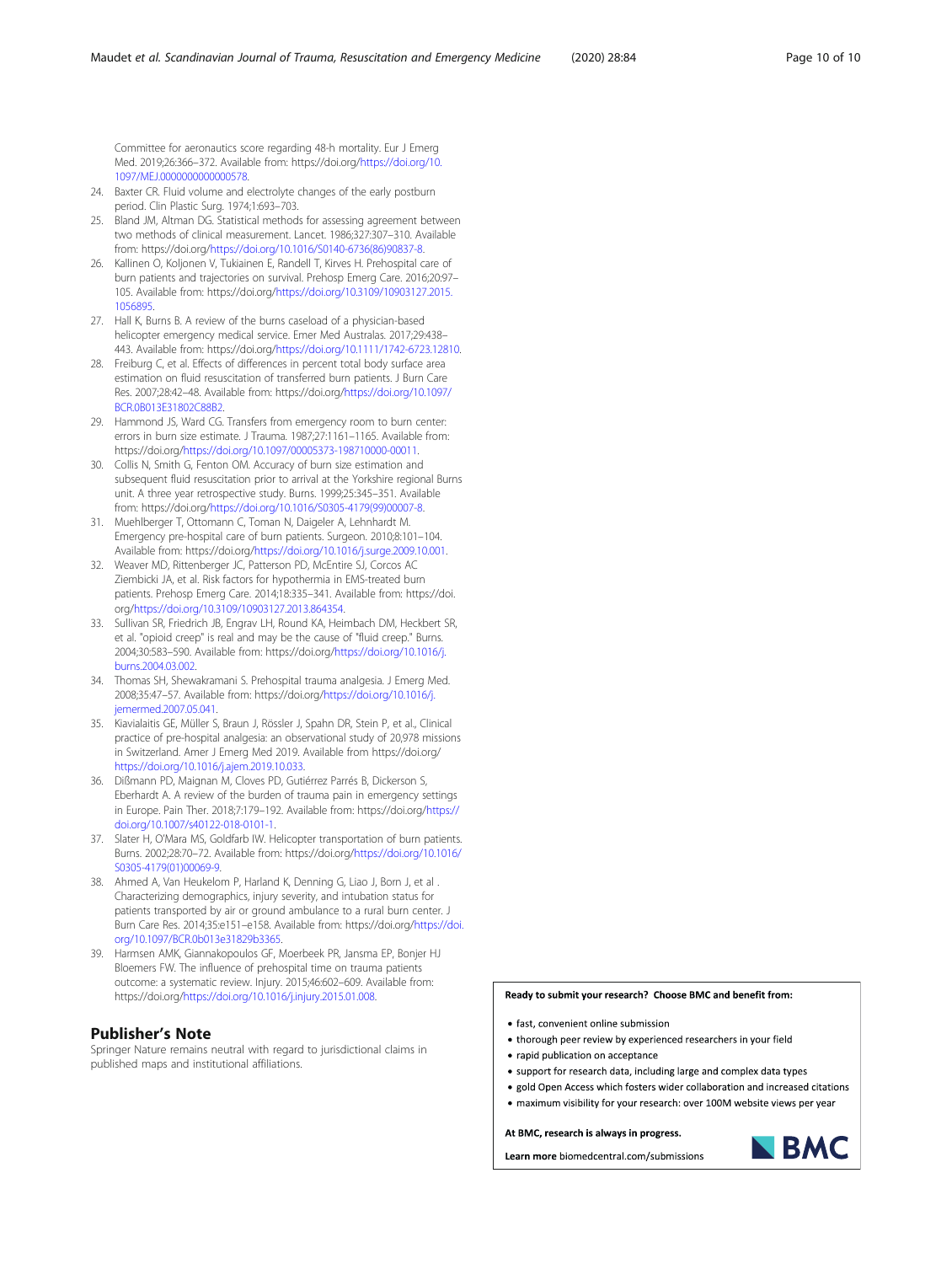Committee for aeronautics score regarding 48-h mortality. Eur J Emerg Med. 2019;26:366–372. Available from: https://doi.org/https://doi.org/10.1097/MEJ.0000000000000578.

24. Baxter CR. Fluid volume and electrolyte changes of the early postburn period. Clin Plastic Surg. 1974;1:693–703.
25. Bland JM, Altman DG. Statistical methods for assessing agreement between two methods of clinical measurement. Lancet. 1986;327:307–310. Available from: https://doi.org/https://doi.org/10.1016/S0140-6736(86)90837-8.
26. Kallinen O, Koljonen V, Tukiainen E, Randell T, Kirves H. Prehospital care of burn patients and trajectories on survival. Prehosp Emerg Care. 2016;20:97–105. Available from: https://doi.org/https://doi.org/10.3109/10903127.2015.1056895.
27. Hall K, Burns B. A review of the burns caseload of a physician-based helicopter emergency medical service. Emer Med Australas. 2017;29:438–443. Available from: https://doi.org/https://doi.org/10.1111/1742-6723.12810.
28. Freiburg C, et al. Effects of differences in percent total body surface area estimation on fluid resuscitation of transferred burn patients. J Burn Care Res. 2007;28:42–48. Available from: https://doi.org/https://doi.org/10.1097/BCR.0B013E31802C88B2.
29. Hammond JS, Ward CG. Transfers from emergency room to burn center: errors in burn size estimate. J Trauma. 1987;27:1161–1165. Available from: https://doi.org/https://doi.org/10.1097/00005373-198710000-00011.
30. Collis N, Smith G, Fenton OM. Accuracy of burn size estimation and subsequent fluid resuscitation prior to arrival at the Yorkshire regional Burns unit. A three year retrospective study. Burns. 1999;25:345–351. Available from: https://doi.org/https://doi.org/10.1016/S0305-4179(99)00007-8.
31. Muehlberger T, Ottomann C, Toman N, Daigeler A, Lehnhardt M. Emergency pre-hospital care of burn patients. Surgeon. 2010;8:101–104. Available from: https://doi.org/https://doi.org/10.1016/j.surge.2009.10.001.
32. Weaver MD, Rittenberger JC, Patterson PD, McEntire SJ, Corcos AC Ziembicki JA, et al. Risk factors for hypothermia in EMS-treated burn patients. Prehosp Emerg Care. 2014;18:335–341. Available from: https://doi.org/https://doi.org/10.3109/10903127.2013.864354.
33. Sullivan SR, Friedrich JB, Engrav LH, Round KA, Heimbach DM, Heckbert SR, et al. "opioid creep" is real and may be the cause of "fluid creep." Burns. 2004;30:583–590. Available from: https://doi.org/https://doi.org/10.1016/j.burns.2004.03.002.
34. Thomas SH, Shewakramani S. Prehospital trauma analgesia. J Emerg Med. 2008;35:47–57. Available from: https://doi.org/https://doi.org/10.1016/j.jemermed.2007.05.041.
35. Kiavialaitis GE, Müller S, Braun J, Rössler J, Spahn DR, Stein P, et al., Clinical practice of pre-hospital analgesia: an observational study of 20,978 missions in Switzerland. Amer J Emerg Med 2019. Available from https://doi.org/https://doi.org/10.1016/j.ajem.2019.10.033.
36. Dißmann PD, Maignan M, Cloves PD, Gutiérrez Parrés B, Dickerson S, Eberhardt A. A review of the burden of trauma pain in emergency settings in Europe. Pain Ther. 2018;7:179–192. Available from: https://doi.org/https://doi.org/10.1007/s40122-018-0101-1.
37. Slater H, O'Mara MS, Goldfarb IW. Helicopter transportation of burn patients. Burns. 2002;28:70–72. Available from: https://doi.org/https://doi.org/10.1016/S0305-4179(01)00069-9.
38. Ahmed A, Van Heukelom P, Harland K, Denning G, Liao J, Born J, et al . Characterizing demographics, injury severity, and intubation status for patients transported by air or ground ambulance to a rural burn center. J Burn Care Res. 2014;35:e151–e158. Available from: https://doi.org/https://doi.org/10.1097/BCR.0b013e31829b3365.
39. Harmsen AMK, Giannakopoulos GF, Moerbeek PR, Jansma EP, Bonjer HJ Bloemers FW. The influence of prehospital time on trauma patients outcome: a systematic review. Injury. 2015;46:602–609. Available from: https://doi.org/https://doi.org/10.1016/j.injury.2015.01.008.

## Publisher's Note

Springer Nature remains neutral with regard to jurisdictional claims in published maps and institutional affiliations.

**Ready to submit your research? Choose BMC and benefit from:**

- fast, convenient online submission
- thorough peer review by experienced researchers in your field
- rapid publication on acceptance
- support for research data, including large and complex data types
- gold Open Access which fosters wider collaboration and increased citations
- maximum visibility for your research: over 100M website views per year

**At BMC, research is always in progress.**

**Learn more** biomedcentral.com/submissions

BMC